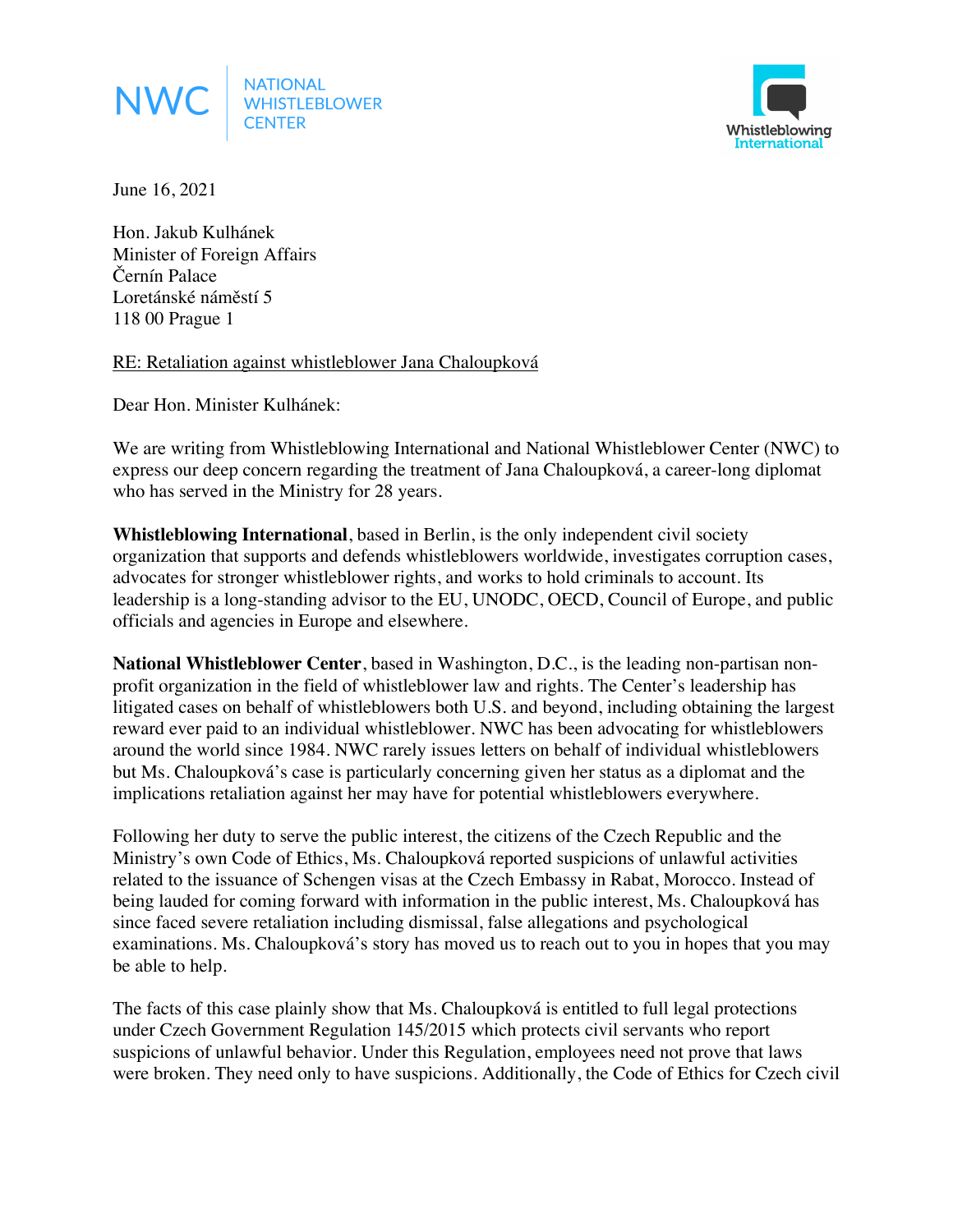NWC | NATIONAL WHISTLEBLOWER CENTER

Whistleblowing International

June 16, 2021

Hon. Jakub Kulhánek
Minister of Foreign Affairs
Černín Palace
Loretánské náměstí 5
118 00 Prague 1

RE: Retaliation against whistleblower Jana Chaloupková

Dear Hon. Minister Kulhánek:

We are writing from Whistleblowing International and National Whistleblower Center (NWC) to express our deep concern regarding the treatment of Jana Chaloupková, a career-long diplomat who has served in the Ministry for 28 years.

**Whistleblowing International**, based in Berlin, is the only independent civil society organization that supports and defends whistleblowers worldwide, investigates corruption cases, advocates for stronger whistleblower rights, and works to hold criminals to account. Its leadership is a long-standing advisor to the EU, UNODC, OECD, Council of Europe, and public officials and agencies in Europe and elsewhere.

**National Whistleblower Center**, based in Washington, D.C., is the leading non-partisan non-profit organization in the field of whistleblower law and rights. The Center's leadership has litigated cases on behalf of whistleblowers both U.S. and beyond, including obtaining the largest reward ever paid to an individual whistleblower. NWC has been advocating for whistleblowers around the world since 1984. NWC rarely issues letters on behalf of individual whistleblowers but Ms. Chaloupková's case is particularly concerning given her status as a diplomat and the implications retaliation against her may have for potential whistleblowers everywhere.

Following her duty to serve the public interest, the citizens of the Czech Republic and the Ministry's own Code of Ethics, Ms. Chaloupková reported suspicions of unlawful activities related to the issuance of Schengen visas at the Czech Embassy in Rabat, Morocco. Instead of being lauded for coming forward with information in the public interest, Ms. Chaloupková has since faced severe retaliation including dismissal, false allegations and psychological examinations. Ms. Chaloupková's story has moved us to reach out to you in hopes that you may be able to help.

The facts of this case plainly show that Ms. Chaloupková is entitled to full legal protections under Czech Government Regulation 145/2015 which protects civil servants who report suspicions of unlawful behavior. Under this Regulation, employees need not prove that laws were broken. They need only to have suspicions. Additionally, the Code of Ethics for Czech civil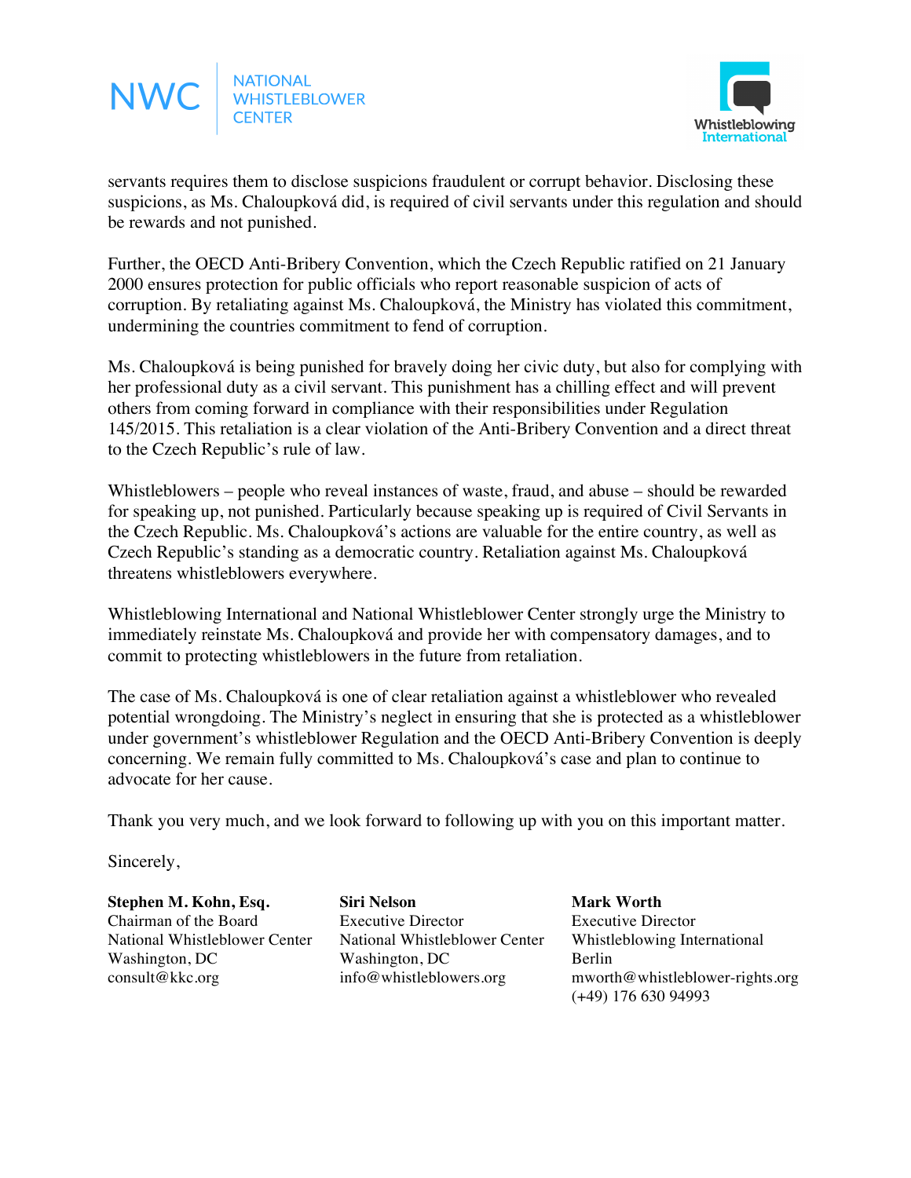servants requires them to disclose suspicions fraudulent or corrupt behavior. Disclosing these suspicions, as Ms. Chaloupková did, is required of civil servants under this regulation and should be rewards and not punished.

Further, the OECD Anti-Bribery Convention, which the Czech Republic ratified on 21 January 2000 ensures protection for public officials who report reasonable suspicion of acts of corruption. By retaliating against Ms. Chaloupková, the Ministry has violated this commitment, undermining the countries commitment to fend of corruption.

Ms. Chaloupková is being punished for bravely doing her civic duty, but also for complying with her professional duty as a civil servant. This punishment has a chilling effect and will prevent others from coming forward in compliance with their responsibilities under Regulation 145/2015. This retaliation is a clear violation of the Anti-Bribery Convention and a direct threat to the Czech Republic's rule of law.

Whistleblowers – people who reveal instances of waste, fraud, and abuse – should be rewarded for speaking up, not punished. Particularly because speaking up is required of Civil Servants in the Czech Republic. Ms. Chaloupková's actions are valuable for the entire country, as well as Czech Republic's standing as a democratic country. Retaliation against Ms. Chaloupková threatens whistleblowers everywhere.

Whistleblowing International and National Whistleblower Center strongly urge the Ministry to immediately reinstate Ms. Chaloupková and provide her with compensatory damages, and to commit to protecting whistleblowers in the future from retaliation.

The case of Ms. Chaloupková is one of clear retaliation against a whistleblower who revealed potential wrongdoing. The Ministry's neglect in ensuring that she is protected as a whistleblower under government's whistleblower Regulation and the OECD Anti-Bribery Convention is deeply concerning. We remain fully committed to Ms. Chaloupková's case and plan to continue to advocate for her cause.

Thank you very much, and we look forward to following up with you on this important matter.

Sincerely,

**Stephen M. Kohn, Esq.**
Chairman of the Board
National Whistleblower Center
Washington, DC
consult@kkc.org

**Siri Nelson**
Executive Director
National Whistleblower Center
Washington, DC
info@whistleblowers.org

**Mark Worth**
Executive Director
Whistleblowing International
Berlin
mworth@whistleblower-rights.org
(+49) 176 630 94993